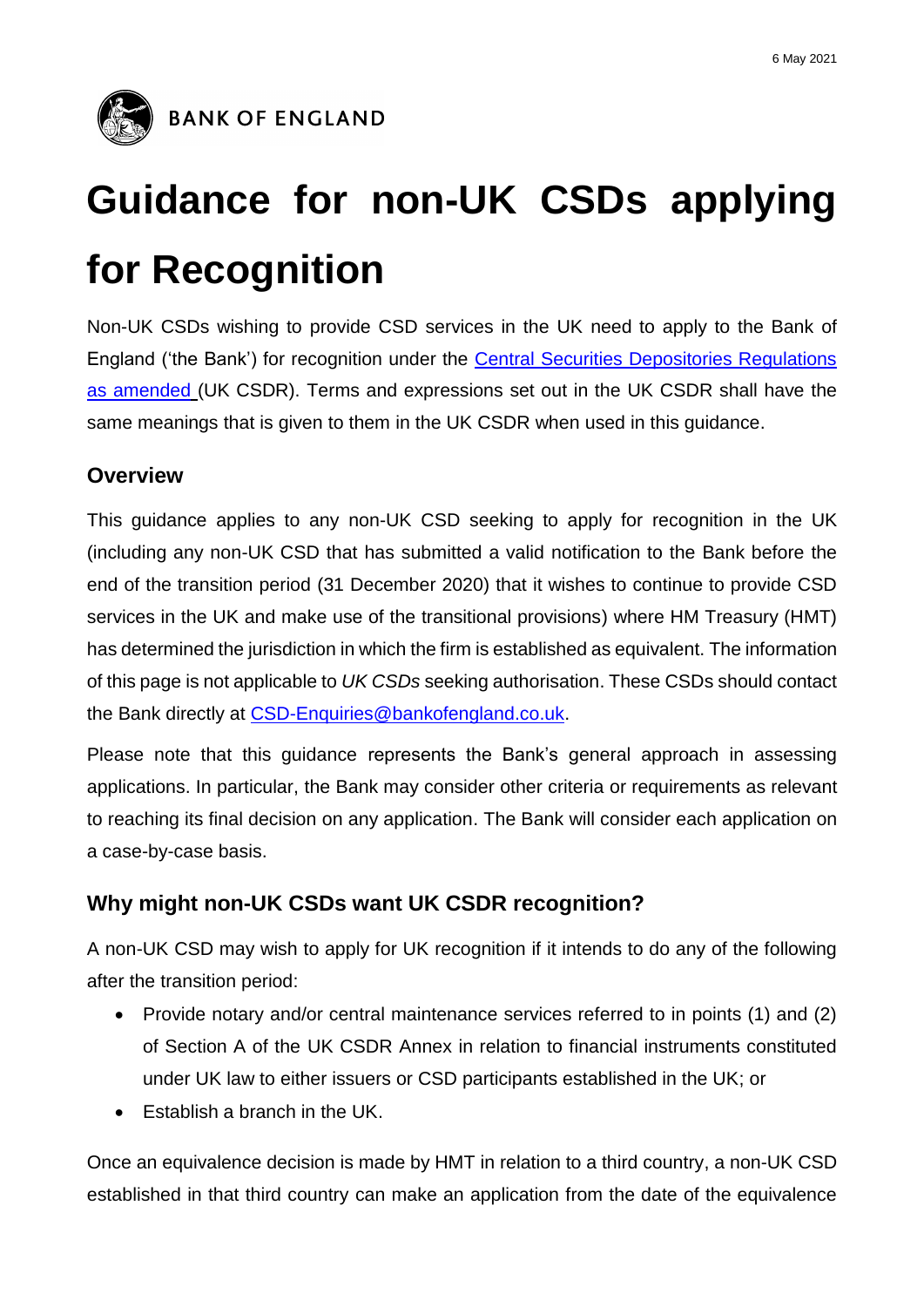6 May 2021

BANK OF ENGLAND

# Guidance for non-UK CSDs applying for Recognition

Non-UK CSDs wishing to provide CSD services in the UK need to apply to the Bank of England ('the Bank') for recognition under the [Central Securities Depositories Regulations as amended](#) (UK CSDR). Terms and expressions set out in the UK CSDR shall have the same meanings that is given to them in the UK CSDR when used in this guidance.

## Overview

This guidance applies to any non-UK CSD seeking to apply for recognition in the UK (including any non-UK CSD that has submitted a valid notification to the Bank before the end of the transition period (31 December 2020) that it wishes to continue to provide CSD services in the UK and make use of the transitional provisions) where HM Treasury (HMT) has determined the jurisdiction in which the firm is established as equivalent. The information of this page is not applicable to *UK CSDs* seeking authorisation. These CSDs should contact the Bank directly at [CSD-Enquiries@bankofengland.co.uk](mailto:CSD-Enquiries@bankofengland.co.uk).

Please note that this guidance represents the Bank's general approach in assessing applications. In particular, the Bank may consider other criteria or requirements as relevant to reaching its final decision on any application. The Bank will consider each application on a case-by-case basis.

## Why might non-UK CSDs want UK CSDR recognition?

A non-UK CSD may wish to apply for UK recognition if it intends to do any of the following after the transition period:

- Provide notary and/or central maintenance services referred to in points (1) and (2) of Section A of the UK CSDR Annex in relation to financial instruments constituted under UK law to either issuers or CSD participants established in the UK; or
- Establish a branch in the UK.

Once an equivalence decision is made by HMT in relation to a third country, a non-UK CSD established in that third country can make an application from the date of the equivalence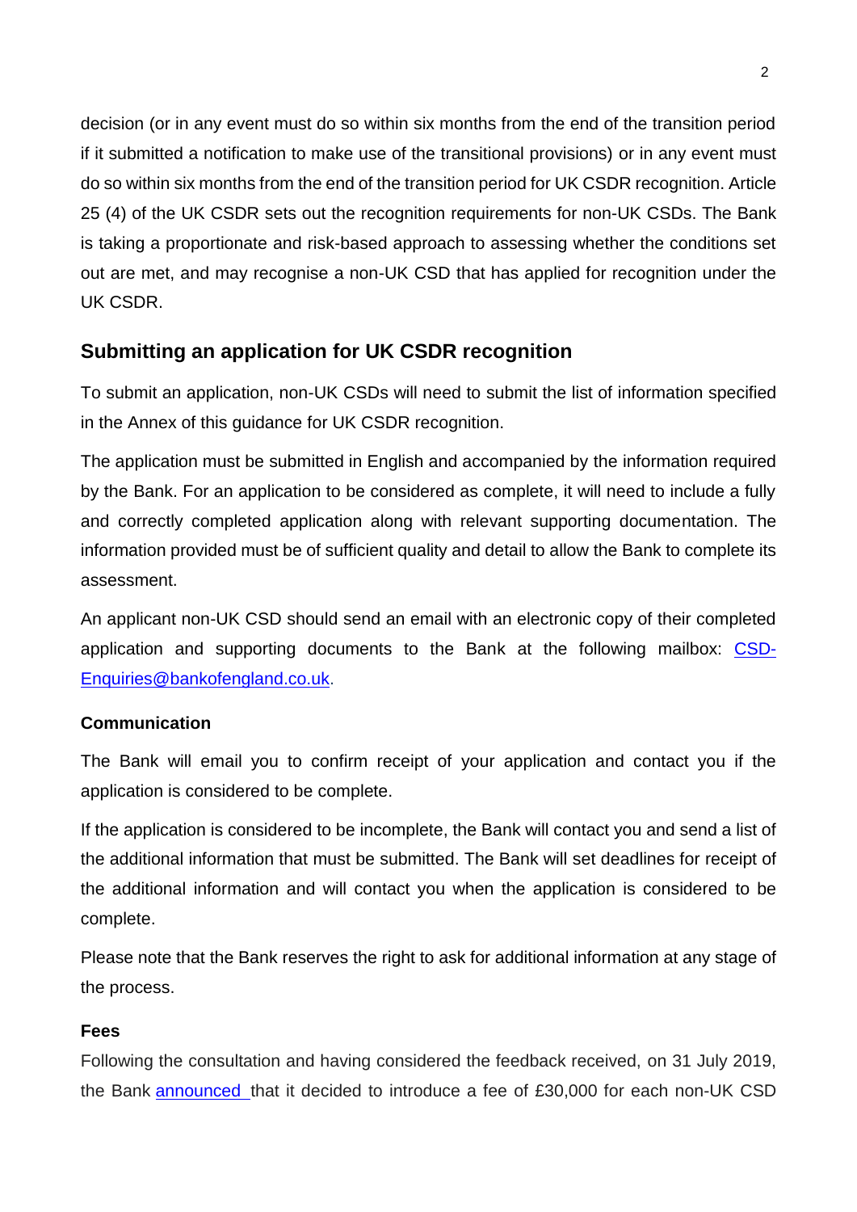decision (or in any event must do so within six months from the end of the transition period if it submitted a notification to make use of the transitional provisions) or in any event must do so within six months from the end of the transition period for UK CSDR recognition. Article 25 (4) of the UK CSDR sets out the recognition requirements for non-UK CSDs. The Bank is taking a proportionate and risk-based approach to assessing whether the conditions set out are met, and may recognise a non-UK CSD that has applied for recognition under the UK CSDR.

## Submitting an application for UK CSDR recognition

To submit an application, non-UK CSDs will need to submit the list of information specified in the Annex of this guidance for UK CSDR recognition.

The application must be submitted in English and accompanied by the information required by the Bank. For an application to be considered as complete, it will need to include a fully and correctly completed application along with relevant supporting documentation. The information provided must be of sufficient quality and detail to allow the Bank to complete its assessment.

An applicant non-UK CSD should send an email with an electronic copy of their completed application and supporting documents to the Bank at the following mailbox: [CSD-Enquiries@bankofengland.co.uk](mailto:CSD-Enquiries@bankofengland.co.uk).

### Communication

The Bank will email you to confirm receipt of your application and contact you if the application is considered to be complete.

If the application is considered to be incomplete, the Bank will contact you and send a list of the additional information that must be submitted. The Bank will set deadlines for receipt of the additional information and will contact you when the application is considered to be complete.

Please note that the Bank reserves the right to ask for additional information at any stage of the process.

### Fees

Following the consultation and having considered the feedback received, on 31 July 2019, the Bank announced that it decided to introduce a fee of £30,000 for each non-UK CSD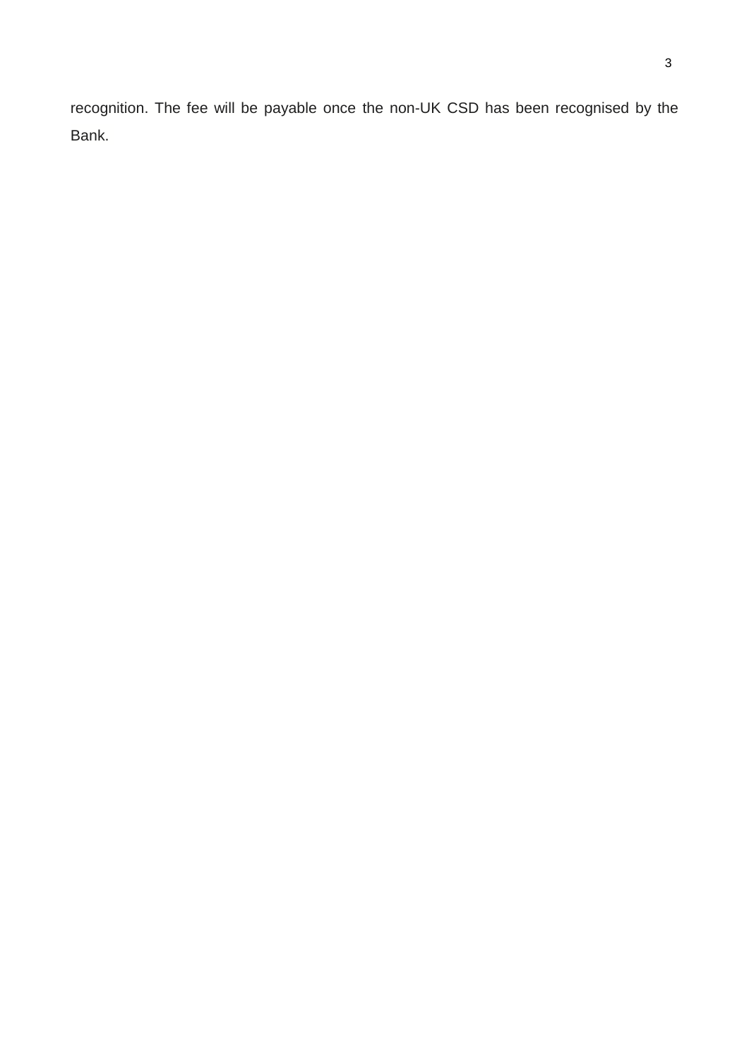recognition. The fee will be payable once the non-UK CSD has been recognised by the Bank.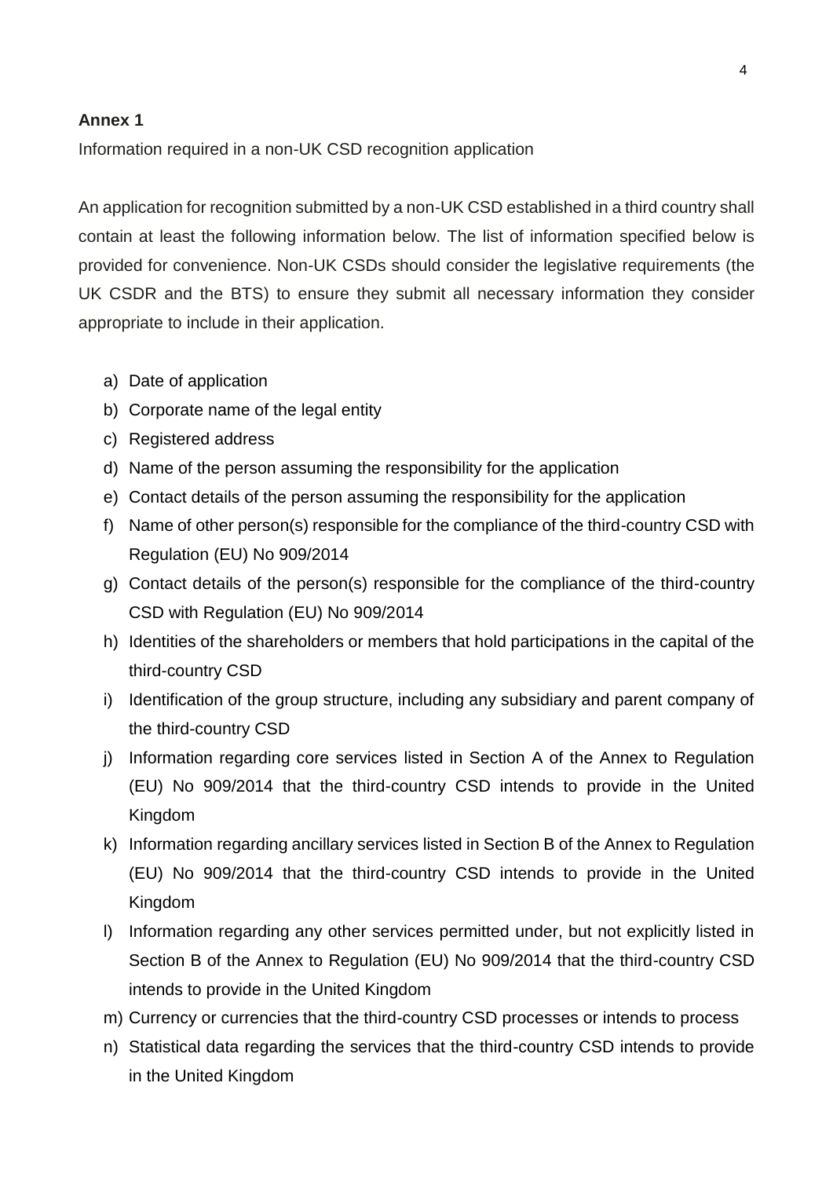**Annex 1**

Information required in a non-UK CSD recognition application

An application for recognition submitted by a non-UK CSD established in a third country shall contain at least the following information below. The list of information specified below is provided for convenience. Non-UK CSDs should consider the legislative requirements (the UK CSDR and the BTS) to ensure they submit all necessary information they consider appropriate to include in their application.

a) Date of application
b) Corporate name of the legal entity
c) Registered address
d) Name of the person assuming the responsibility for the application
e) Contact details of the person assuming the responsibility for the application
f) Name of other person(s) responsible for the compliance of the third-country CSD with Regulation (EU) No 909/2014
g) Contact details of the person(s) responsible for the compliance of the third-country CSD with Regulation (EU) No 909/2014
h) Identities of the shareholders or members that hold participations in the capital of the third-country CSD
i) Identification of the group structure, including any subsidiary and parent company of the third-country CSD
j) Information regarding core services listed in Section A of the Annex to Regulation (EU) No 909/2014 that the third-country CSD intends to provide in the United Kingdom
k) Information regarding ancillary services listed in Section B of the Annex to Regulation (EU) No 909/2014 that the third-country CSD intends to provide in the United Kingdom
l) Information regarding any other services permitted under, but not explicitly listed in Section B of the Annex to Regulation (EU) No 909/2014 that the third-country CSD intends to provide in the United Kingdom
m) Currency or currencies that the third-country CSD processes or intends to process
n) Statistical data regarding the services that the third-country CSD intends to provide in the United Kingdom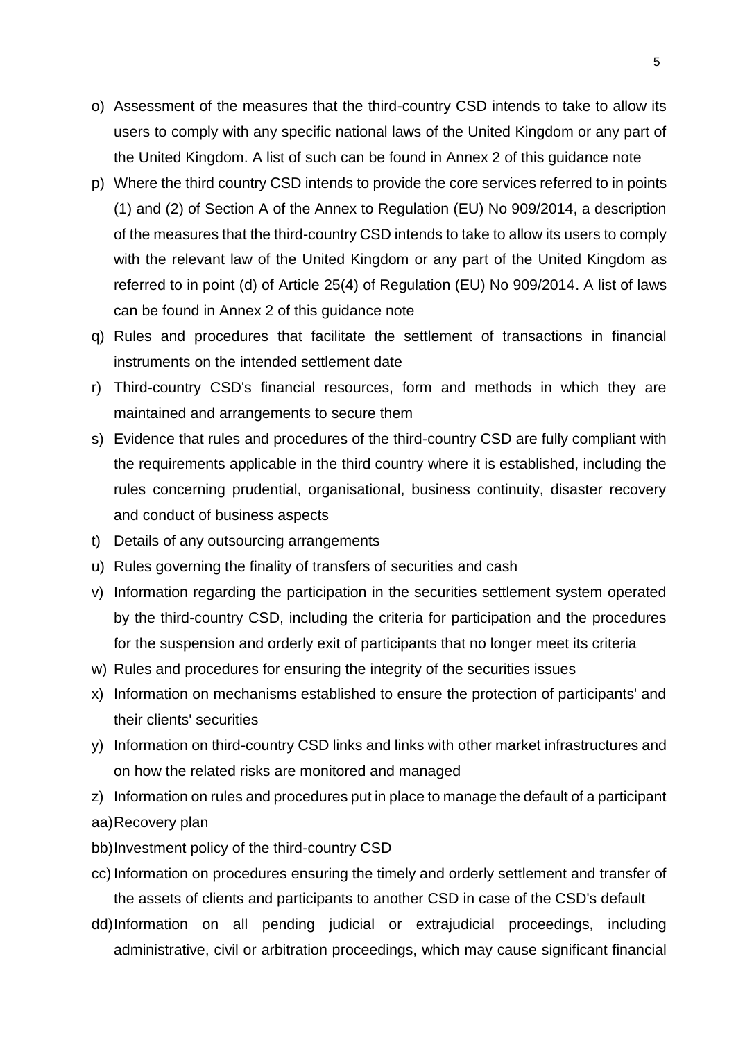o) Assessment of the measures that the third-country CSD intends to take to allow its users to comply with any specific national laws of the United Kingdom or any part of the United Kingdom. A list of such can be found in Annex 2 of this guidance note
p) Where the third country CSD intends to provide the core services referred to in points (1) and (2) of Section A of the Annex to Regulation (EU) No 909/2014, a description of the measures that the third-country CSD intends to take to allow its users to comply with the relevant law of the United Kingdom or any part of the United Kingdom as referred to in point (d) of Article 25(4) of Regulation (EU) No 909/2014. A list of laws can be found in Annex 2 of this guidance note
q) Rules and procedures that facilitate the settlement of transactions in financial instruments on the intended settlement date
r) Third-country CSD's financial resources, form and methods in which they are maintained and arrangements to secure them
s) Evidence that rules and procedures of the third-country CSD are fully compliant with the requirements applicable in the third country where it is established, including the rules concerning prudential, organisational, business continuity, disaster recovery and conduct of business aspects
t) Details of any outsourcing arrangements
u) Rules governing the finality of transfers of securities and cash
v) Information regarding the participation in the securities settlement system operated by the third-country CSD, including the criteria for participation and the procedures for the suspension and orderly exit of participants that no longer meet its criteria
w) Rules and procedures for ensuring the integrity of the securities issues
x) Information on mechanisms established to ensure the protection of participants' and their clients' securities
y) Information on third-country CSD links and links with other market infrastructures and on how the related risks are monitored and managed
z) Information on rules and procedures put in place to manage the default of a participant

aa) Recovery plan

bb) Investment policy of the third-country CSD

cc) Information on procedures ensuring the timely and orderly settlement and transfer of the assets of clients and participants to another CSD in case of the CSD's default

dd) Information on all pending judicial or extrajudicial proceedings, including administrative, civil or arbitration proceedings, which may cause significant financial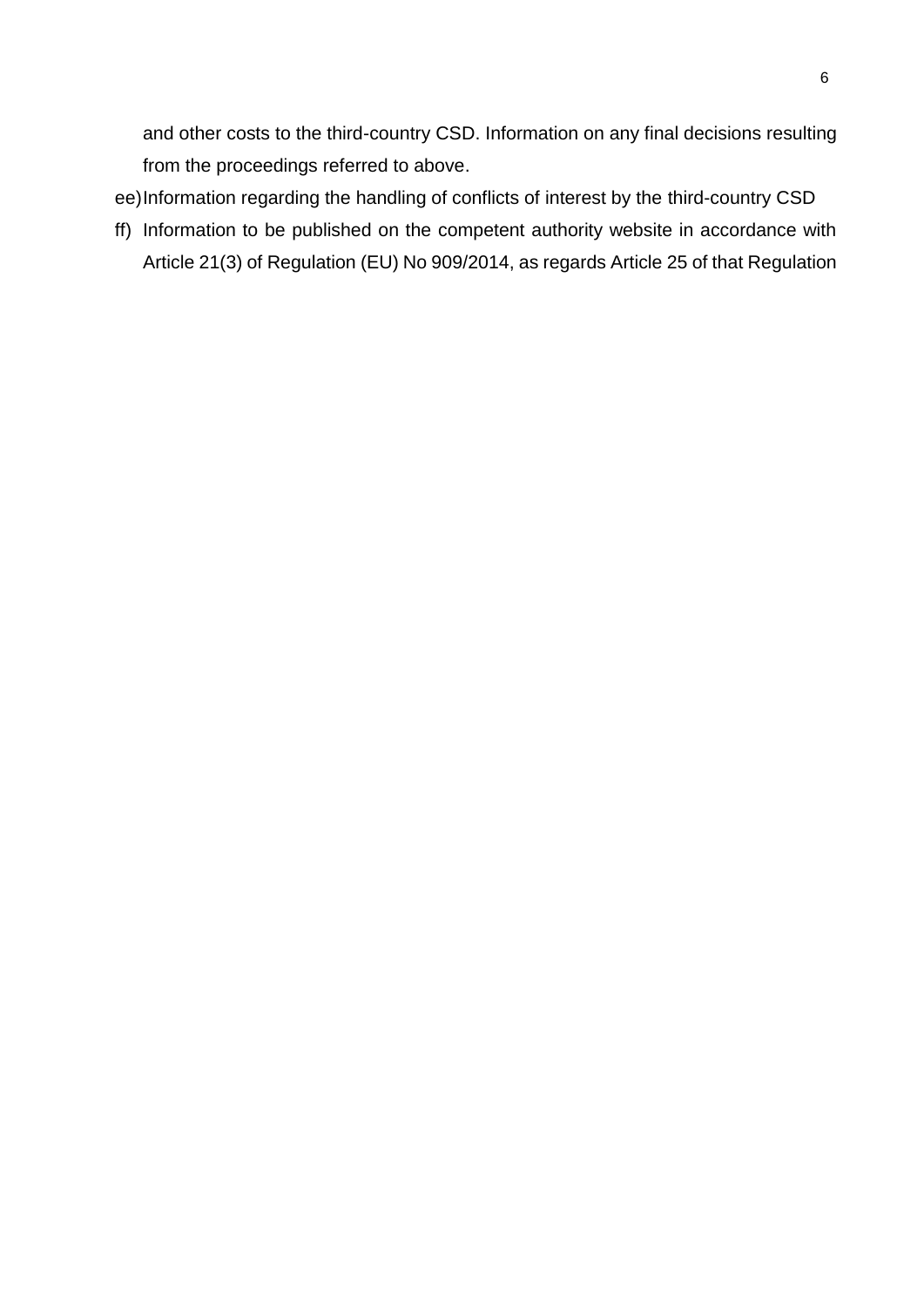and other costs to the third-country CSD. Information on any final decisions resulting from the proceedings referred to above.

ee) Information regarding the handling of conflicts of interest by the third-country CSD

ff) Information to be published on the competent authority website in accordance with Article 21(3) of Regulation (EU) No 909/2014, as regards Article 25 of that Regulation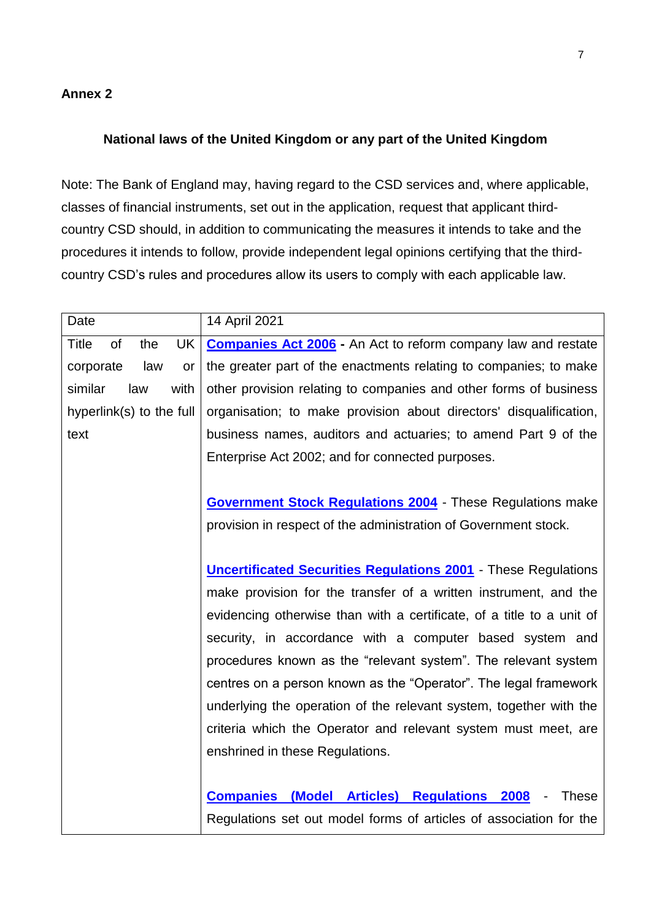**Annex 2**

**National laws of the United Kingdom or any part of the United Kingdom**

Note: The Bank of England may, having regard to the CSD services and, where applicable, classes of financial instruments, set out in the application, request that applicant third-country CSD should, in addition to communicating the measures it intends to take and the procedures it intends to follow, provide independent legal opinions certifying that the third-country CSD's rules and procedures allow its users to comply with each applicable law.

| Date | 14 April 2021 |
|---|---|
| Title of the UK corporate law or similar law with hyperlink(s) to the full text | **Companies Act 2006 -** An Act to reform company law and restate the greater part of the enactments relating to companies; to make other provision relating to companies and other forms of business organisation; to make provision about directors' disqualification, business names, auditors and actuaries; to amend Part 9 of the Enterprise Act 2002; and for connected purposes.<br><br>**Government Stock Regulations 2004** - These Regulations make provision in respect of the administration of Government stock.<br><br>**Uncertificated Securities Regulations 2001** - These Regulations make provision for the transfer of a written instrument, and the evidencing otherwise than with a certificate, of a title to a unit of security, in accordance with a computer based system and procedures known as the "relevant system". The relevant system centres on a person known as the "Operator". The legal framework underlying the operation of the relevant system, together with the criteria which the Operator and relevant system must meet, are enshrined in these Regulations.<br><br>**Companies (Model Articles) Regulations 2008** - These Regulations set out model forms of articles of association for the |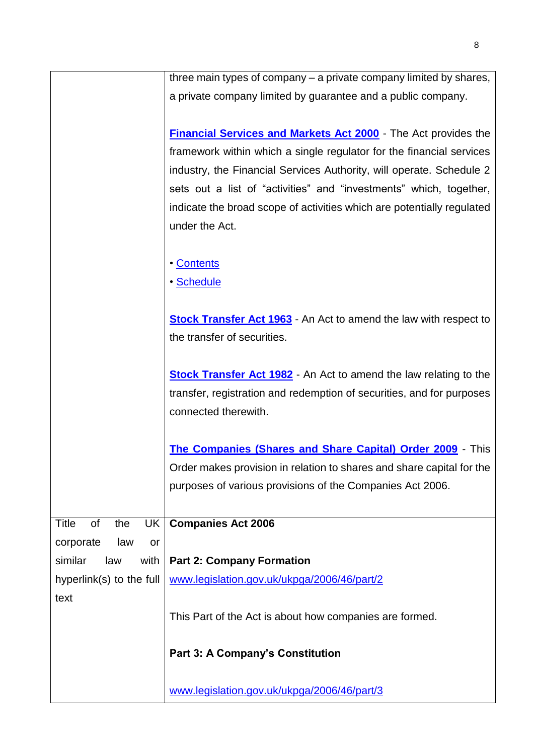| | |
|---|---|
| | three main types of company – a private company limited by shares, a private company limited by guarantee and a public company.<br><br>**Financial Services and Markets Act 2000** - The Act provides the framework within which a single regulator for the financial services industry, the Financial Services Authority, will operate. Schedule 2 sets out a list of "activities" and "investments" which, together, indicate the broad scope of activities which are potentially regulated under the Act.<br><br>• Contents<br>• Schedule<br><br>**Stock Transfer Act 1963** - An Act to amend the law with respect to the transfer of securities.<br><br>**Stock Transfer Act 1982** - An Act to amend the law relating to the transfer, registration and redemption of securities, and for purposes connected therewith.<br><br>**The Companies (Shares and Share Capital) Order 2009** - This Order makes provision in relation to shares and share capital for the purposes of various provisions of the Companies Act 2006. |
| Title of the UK corporate law or similar law with hyperlink(s) to the full text | **Companies Act 2006**<br><br>**Part 2: Company Formation**<br>www.legislation.gov.uk/ukpga/2006/46/part/2<br><br>This Part of the Act is about how companies are formed.<br><br>**Part 3: A Company's Constitution**<br><br>www.legislation.gov.uk/ukpga/2006/46/part/3 |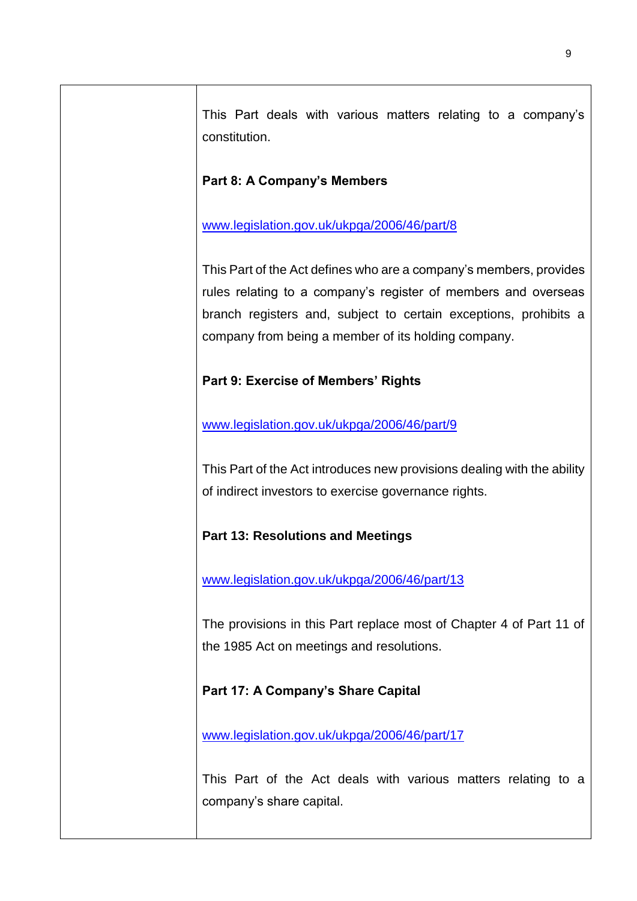| | |
|---|---|
| | This Part deals with various matters relating to a company's constitution.<br><br>**Part 8: A Company's Members**<br><br>www.legislation.gov.uk/ukpga/2006/46/part/8<br><br>This Part of the Act defines who are a company's members, provides rules relating to a company's register of members and overseas branch registers and, subject to certain exceptions, prohibits a company from being a member of its holding company.<br><br>**Part 9: Exercise of Members' Rights**<br><br>www.legislation.gov.uk/ukpga/2006/46/part/9<br><br>This Part of the Act introduces new provisions dealing with the ability of indirect investors to exercise governance rights.<br><br>**Part 13: Resolutions and Meetings**<br><br>www.legislation.gov.uk/ukpga/2006/46/part/13<br><br>The provisions in this Part replace most of Chapter 4 of Part 11 of the 1985 Act on meetings and resolutions.<br><br>**Part 17: A Company's Share Capital**<br><br>www.legislation.gov.uk/ukpga/2006/46/part/17<br><br>This Part of the Act deals with various matters relating to a company's share capital. |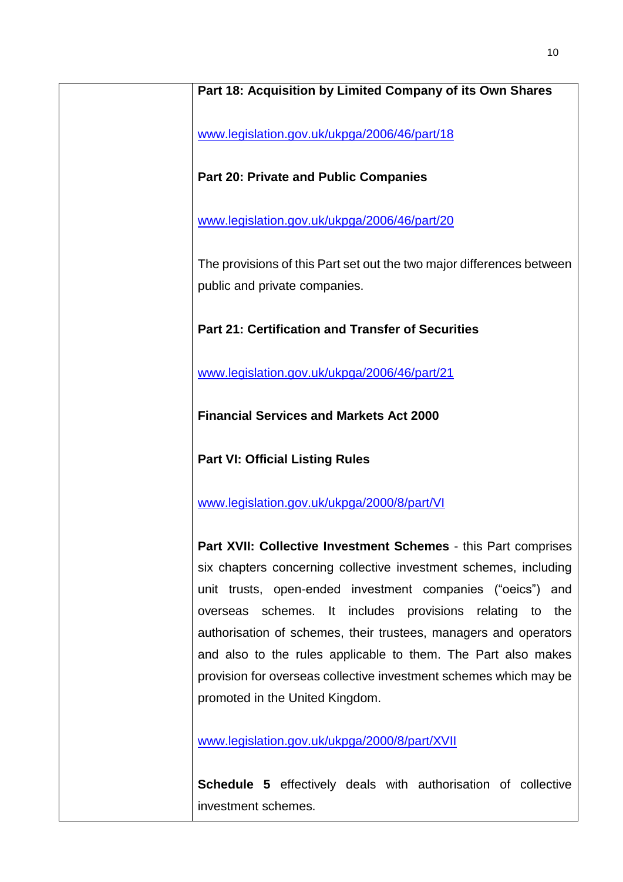| | |
|---|---|
| | **Part 18: Acquisition by Limited Company of its Own Shares**<br><br>www.legislation.gov.uk/ukpga/2006/46/part/18<br><br>**Part 20: Private and Public Companies**<br><br>www.legislation.gov.uk/ukpga/2006/46/part/20<br><br>The provisions of this Part set out the two major differences between public and private companies.<br><br>**Part 21: Certification and Transfer of Securities**<br><br>www.legislation.gov.uk/ukpga/2006/46/part/21<br><br>**Financial Services and Markets Act 2000**<br><br>**Part VI: Official Listing Rules**<br><br>www.legislation.gov.uk/ukpga/2000/8/part/VI<br><br>**Part XVII: Collective Investment Schemes** - this Part comprises six chapters concerning collective investment schemes, including unit trusts, open-ended investment companies ("oeics") and overseas schemes. It includes provisions relating to the authorisation of schemes, their trustees, managers and operators and also to the rules applicable to them. The Part also makes provision for overseas collective investment schemes which may be promoted in the United Kingdom.<br><br>www.legislation.gov.uk/ukpga/2000/8/part/XVII<br><br>**Schedule 5** effectively deals with authorisation of collective investment schemes. |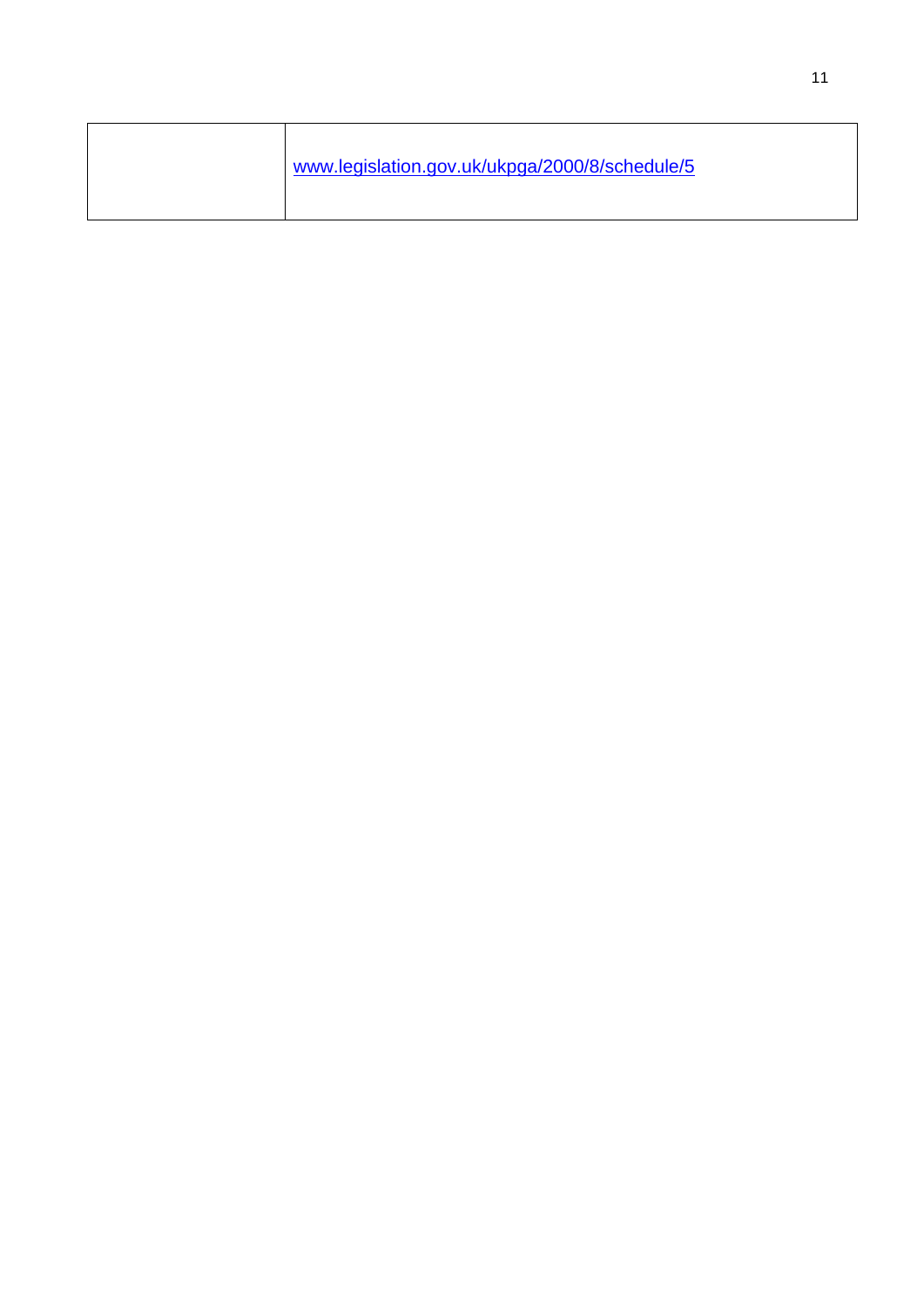| | |
|---|---|
| | www.legislation.gov.uk/ukpga/2000/8/schedule/5 |